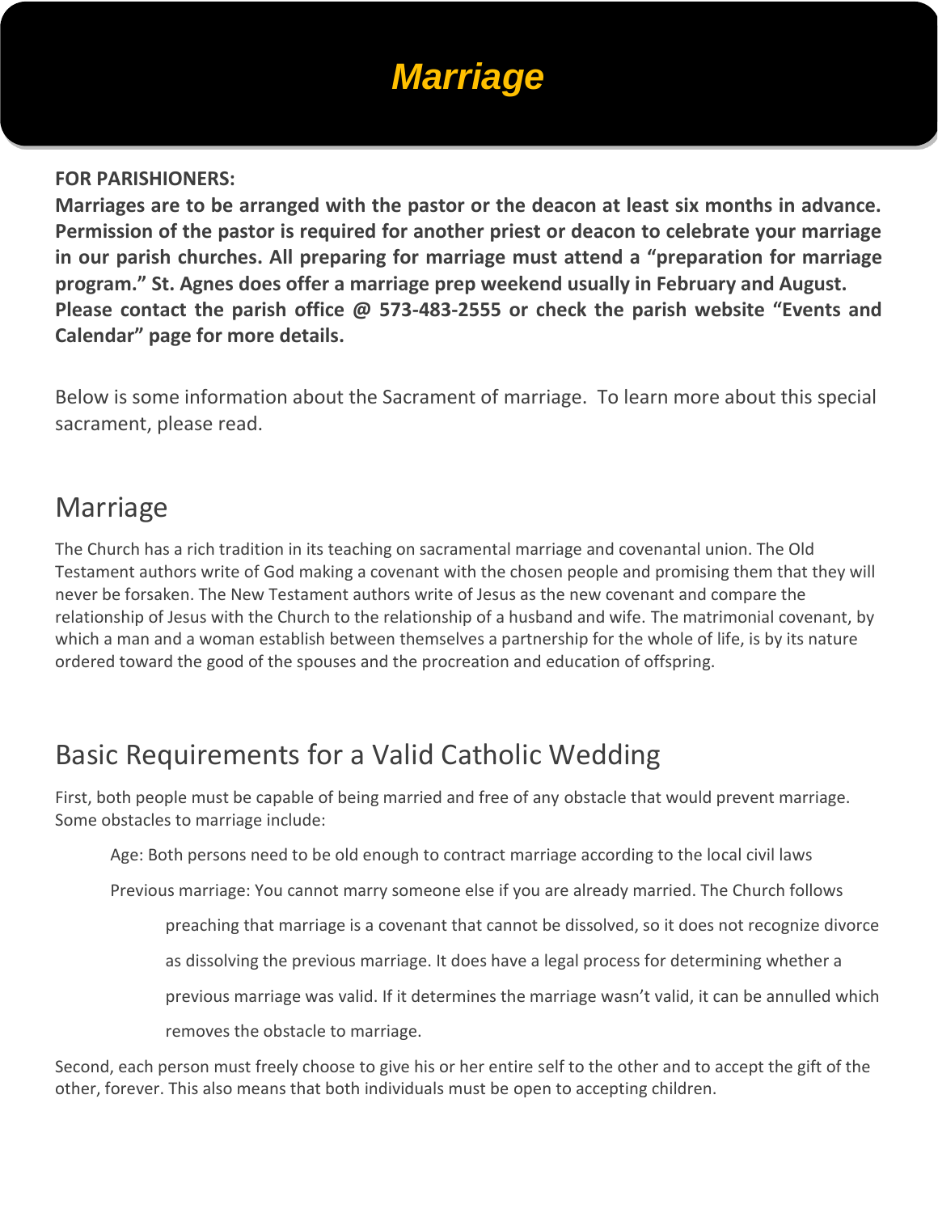# *Marriage*

**FOR PARISHIONERS:**

**Marriages are to be arranged with the pastor or the deacon at least six months in advance. Permission of the pastor is required for another priest or deacon to celebrate your marriage in our parish churches. All preparing for marriage must attend a "preparation for marriage program." St. Agnes does offer a marriage prep weekend usually in February and August. Please contact the parish office @ 573-483-2555 or check the parish website "Events and Calendar" page for more details.**

Below is some information about the Sacrament of marriage. To learn more about this special sacrament, please read.

## Marriage

The Church has a rich tradition in its teaching on sacramental marriage and covenantal union. The Old Testament authors write of God making a covenant with the chosen people and promising them that they will never be forsaken. The New Testament authors write of Jesus as the new covenant and compare the relationship of Jesus with the Church to the relationship of a husband and wife. The matrimonial covenant, by which a man and a woman establish between themselves a partnership for the whole of life, is by its nature ordered toward the good of the spouses and the procreation and education of offspring.

## Basic Requirements for a Valid Catholic Wedding

First, both people must be capable of being married and free of any obstacle that would prevent marriage. Some obstacles to marriage include:

Age: Both persons need to be old enough to contract marriage according to the local civil laws

Previous marriage: You cannot marry someone else if you are already married. The Church follows preaching that marriage is a covenant that cannot be dissolved, so it does not recognize divorce as dissolving the previous marriage. It does have a legal process for determining whether a previous marriage was valid. If it determines the marriage wasn't valid, it can be annulled which removes the obstacle to marriage.

Second, each person must freely choose to give his or her entire self to the other and to accept the gift of the other, forever. This also means that both individuals must be open to accepting children.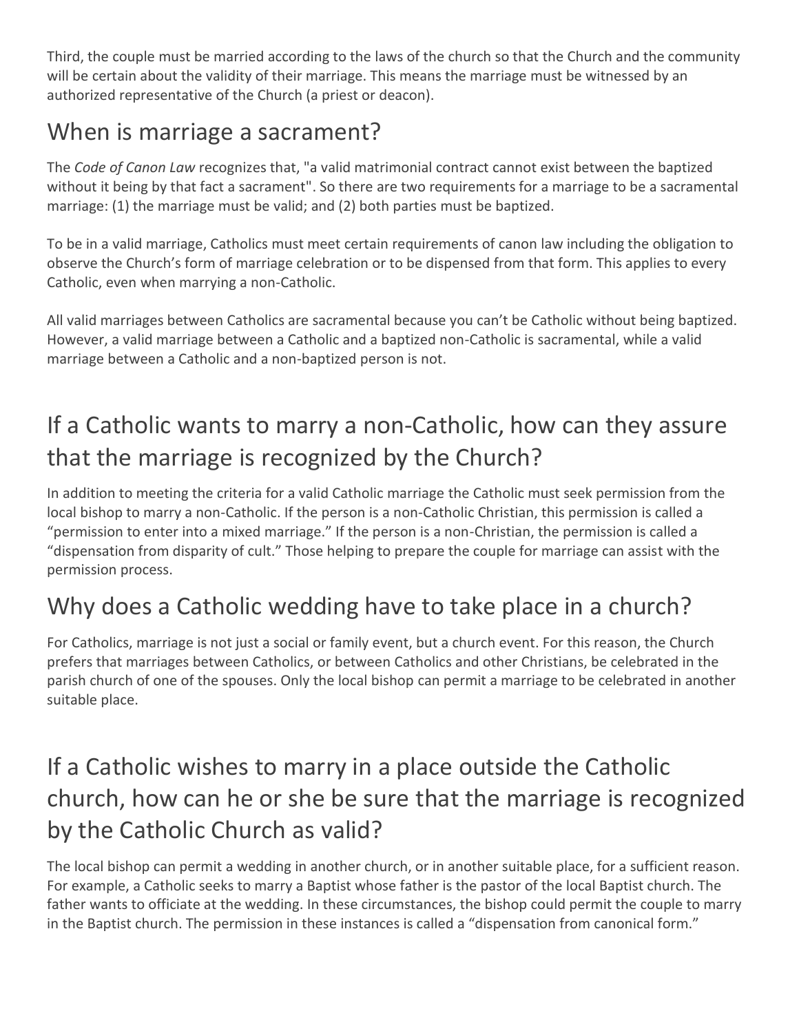Third, the couple must be married according to the laws of the church so that the Church and the community will be certain about the validity of their marriage. This means the marriage must be witnessed by an authorized representative of the Church (a priest or deacon).

## When is marriage a sacrament?

The *Code of Canon Law* recognizes that, "a valid matrimonial contract cannot exist between the baptized without it being by that fact a sacrament". So there are two requirements for a marriage to be a sacramental marriage: (1) the marriage must be valid; and (2) both parties must be baptized.

To be in a valid marriage, Catholics must meet certain requirements of canon law including the obligation to observe the Church's form of marriage celebration or to be dispensed from that form. This applies to every Catholic, even when marrying a non-Catholic.

All valid marriages between Catholics are sacramental because you can't be Catholic without being baptized. However, a valid marriage between a Catholic and a baptized non-Catholic is sacramental, while a valid marriage between a Catholic and a non-baptized person is not.

## If a Catholic wants to marry a non-Catholic, how can they assure that the marriage is recognized by the Church?

In addition to meeting the criteria for a valid Catholic marriage the Catholic must seek permission from the local bishop to marry a non-Catholic. If the person is a non-Catholic Christian, this permission is called a "permission to enter into a mixed marriage." If the person is a non-Christian, the permission is called a "dispensation from disparity of cult." Those helping to prepare the couple for marriage can assist with the permission process.

## Why does a Catholic wedding have to take place in a church?

For Catholics, marriage is not just a social or family event, but a church event. For this reason, the Church prefers that marriages between Catholics, or between Catholics and other Christians, be celebrated in the parish church of one of the spouses. Only the local bishop can permit a marriage to be celebrated in another suitable place.

## If a Catholic wishes to marry in a place outside the Catholic church, how can he or she be sure that the marriage is recognized by the Catholic Church as valid?

The local bishop can permit a wedding in another church, or in another suitable place, for a sufficient reason. For example, a Catholic seeks to marry a Baptist whose father is the pastor of the local Baptist church. The father wants to officiate at the wedding. In these circumstances, the bishop could permit the couple to marry in the Baptist church. The permission in these instances is called a "dispensation from canonical form."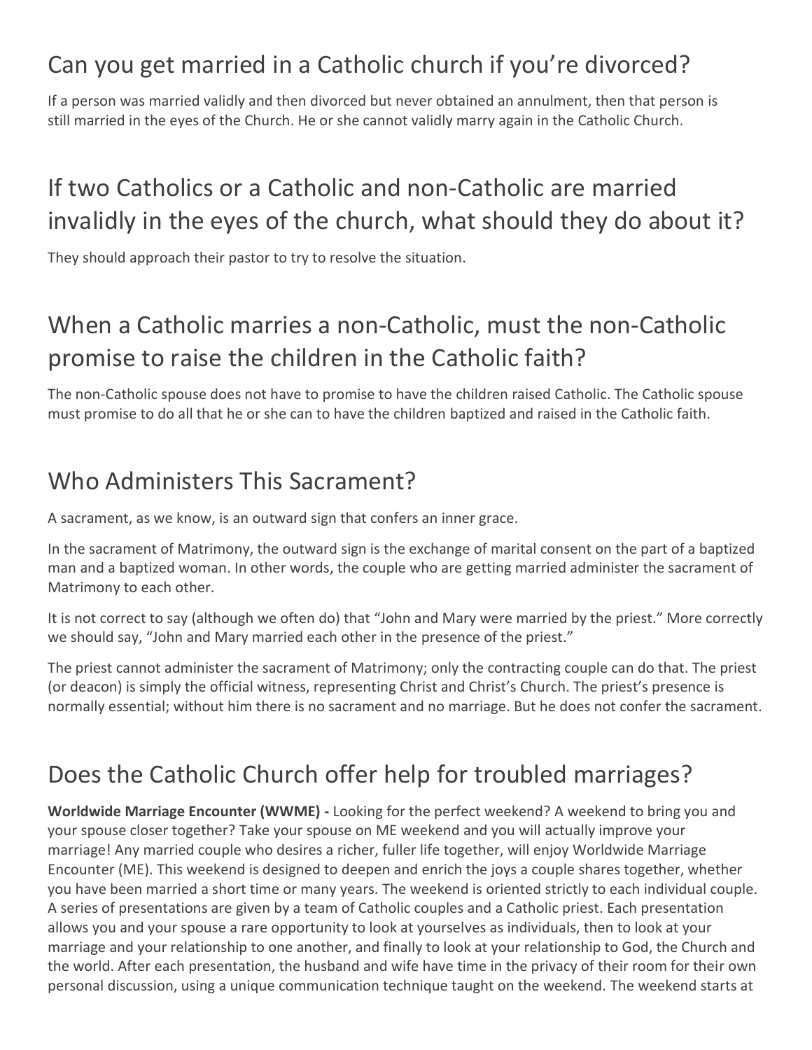## Can you get married in a Catholic church if you're divorced?

If a person was married validly and then divorced but never obtained an annulment, then that person is still married in the eyes of the Church. He or she cannot validly marry again in the Catholic Church.

## If two Catholics or a Catholic and non-Catholic are married invalidly in the eyes of the church, what should they do about it?

They should approach their pastor to try to resolve the situation.

## When a Catholic marries a non-Catholic, must the non-Catholic promise to raise the children in the Catholic faith?

The non-Catholic spouse does not have to promise to have the children raised Catholic. The Catholic spouse must promise to do all that he or she can to have the children baptized and raised in the Catholic faith.

## Who Administers This Sacrament?

A sacrament, as we know, is an outward sign that confers an inner grace.

In the sacrament of Matrimony, the outward sign is the exchange of marital consent on the part of a baptized man and a baptized woman. In other words, the couple who are getting married administer the sacrament of Matrimony to each other.

It is not correct to say (although we often do) that "John and Mary were married by the priest." More correctly we should say, "John and Mary married each other in the presence of the priest."

The priest cannot administer the sacrament of Matrimony; only the contracting couple can do that. The priest (or deacon) is simply the official witness, representing Christ and Christ's Church. The priest's presence is normally essential; without him there is no sacrament and no marriage. But he does not confer the sacrament.

## Does the Catholic Church offer help for troubled marriages?

**Worldwide Marriage Encounter (WWME) -** Looking for the perfect weekend? A weekend to bring you and your spouse closer together? Take your spouse on ME weekend and you will actually improve your marriage! Any married couple who desires a richer, fuller life together, will enjoy Worldwide Marriage Encounter (ME). This weekend is designed to deepen and enrich the joys a couple shares together, whether you have been married a short time or many years. The weekend is oriented strictly to each individual couple. A series of presentations are given by a team of Catholic couples and a Catholic priest. Each presentation allows you and your spouse a rare opportunity to look at yourselves as individuals, then to look at your marriage and your relationship to one another, and finally to look at your relationship to God, the Church and the world. After each presentation, the husband and wife have time in the privacy of their room for their own personal discussion, using a unique communication technique taught on the weekend. The weekend starts at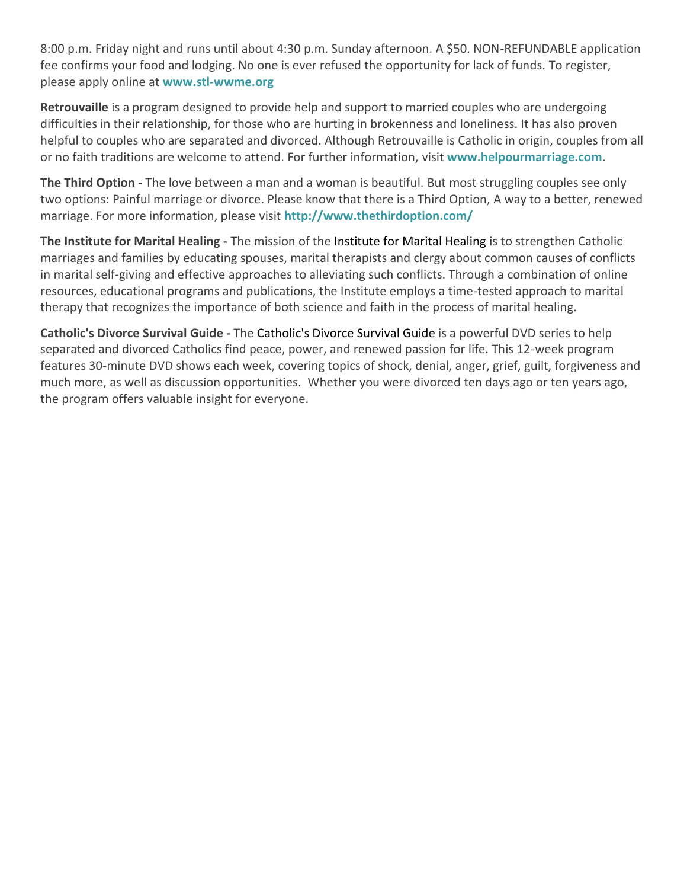8:00 p.m. Friday night and runs until about 4:30 p.m. Sunday afternoon. A $50. NON-REFUNDABLE application fee confirms your food and lodging. No one is ever refused the opportunity for lack of funds. To register, please apply online at **www.stl-wwme.org**

**Retrouvaille** is a program designed to provide help and support to married couples who are undergoing difficulties in their relationship, for those who are hurting in brokenness and loneliness. It has also proven helpful to couples who are separated and divorced. Although Retrouvaille is Catholic in origin, couples from all or no faith traditions are welcome to attend. For further information, visit **www.helpourmarriage.com**.

**The Third Option -** The love between a man and a woman is beautiful. But most struggling couples see only two options: Painful marriage or divorce. Please know that there is a Third Option, A way to a better, renewed marriage. For more information, please visit **http://www.thethirdoption.com/**

**The Institute for Marital Healing -** The mission of the Institute for Marital Healing is to strengthen Catholic marriages and families by educating spouses, marital therapists and clergy about common causes of conflicts in marital self-giving and effective approaches to alleviating such conflicts. Through a combination of online resources, educational programs and publications, the Institute employs a time-tested approach to marital therapy that recognizes the importance of both science and faith in the process of marital healing.

**Catholic's Divorce Survival Guide -** The Catholic's Divorce Survival Guide is a powerful DVD series to help separated and divorced Catholics find peace, power, and renewed passion for life. This 12-week program features 30-minute DVD shows each week, covering topics of shock, denial, anger, grief, guilt, forgiveness and much more, as well as discussion opportunities. Whether you were divorced ten days ago or ten years ago, the program offers valuable insight for everyone.